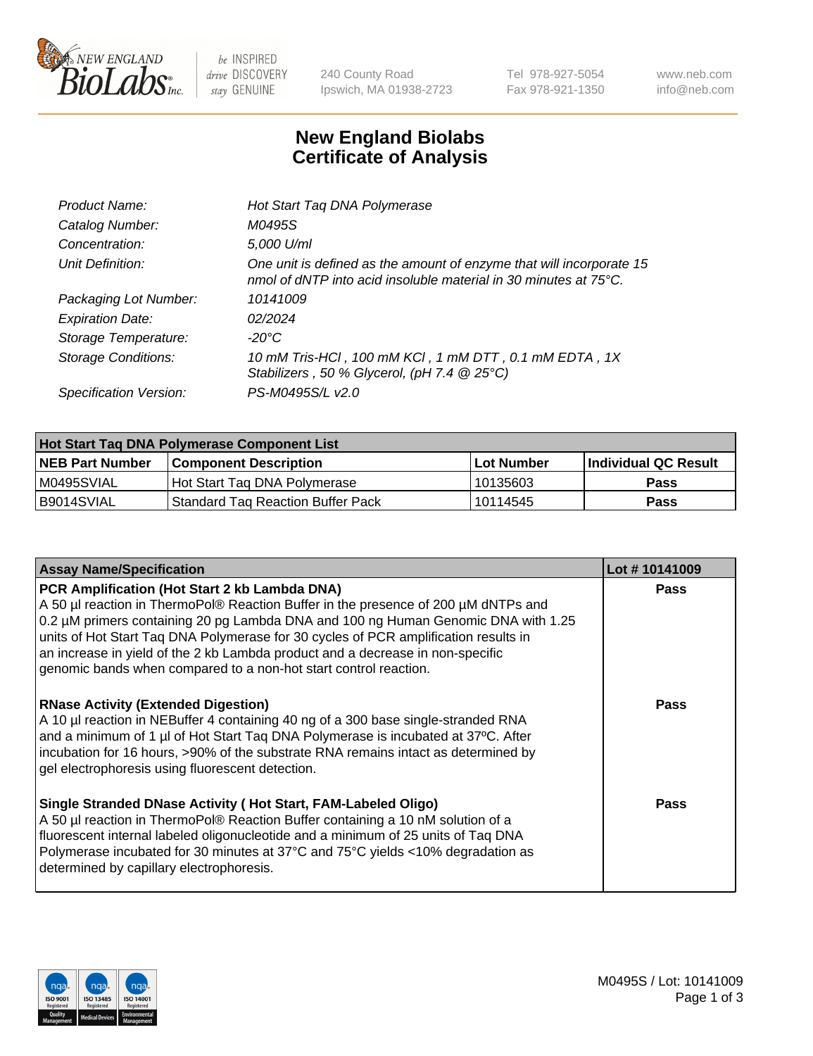# New England Biolabs Certificate of Analysis

| | |
|---|---|
| *Product Name:* | *Hot Start Taq DNA Polymerase* |
| *Catalog Number:* | *M0495S* |
| *Concentration:* | *5,000 U/ml* |
| *Unit Definition:* | *One unit is defined as the amount of enzyme that will incorporate 15 nmol of dNTP into acid insoluble material in 30 minutes at 75°C.* |
| *Packaging Lot Number:* | *10141009* |
| *Expiration Date:* | *02/2024* |
| *Storage Temperature:* | *-20°C* |
| *Storage Conditions:* | *10 mM Tris-HCl , 100 mM KCl , 1 mM DTT , 0.1 mM EDTA , 1X Stabilizers , 50 % Glycerol, (pH 7.4 @ 25°C)* |
| *Specification Version:* | *PS-M0495S/L v2.0* |

| Hot Start Taq DNA Polymerase Component List | | | |
|---|---|---|---|
| **NEB Part Number** | **Component Description** | **Lot Number** | **Individual QC Result** |
| M0495SVIAL | Hot Start Taq DNA Polymerase | 10135603 | **Pass** |
| B9014SVIAL | Standard Taq Reaction Buffer Pack | 10114545 | **Pass** |

| Assay Name/Specification | Lot # 10141009 |
|---|---|
| **PCR Amplification (Hot Start 2 kb Lambda DNA)** A 50 µl reaction in ThermoPol® Reaction Buffer in the presence of 200 µM dNTPs and 0.2 µM primers containing 20 pg Lambda DNA and 100 ng Human Genomic DNA with 1.25 units of Hot Start Taq DNA Polymerase for 30 cycles of PCR amplification results in an increase in yield of the 2 kb Lambda product and a decrease in non-specific genomic bands when compared to a non-hot start control reaction. | **Pass** |
| **RNase Activity (Extended Digestion)** A 10 µl reaction in NEBuffer 4 containing 40 ng of a 300 base single-stranded RNA and a minimum of 1 µl of Hot Start Taq DNA Polymerase is incubated at 37ºC. After incubation for 16 hours, >90% of the substrate RNA remains intact as determined by gel electrophoresis using fluorescent detection. | **Pass** |
| **Single Stranded DNase Activity ( Hot Start, FAM-Labeled Oligo)** A 50 µl reaction in ThermoPol® Reaction Buffer containing a 10 nM solution of a fluorescent internal labeled oligonucleotide and a minimum of 25 units of Taq DNA Polymerase incubated for 30 minutes at 37°C and 75°C yields <10% degradation as determined by capillary electrophoresis. | **Pass** |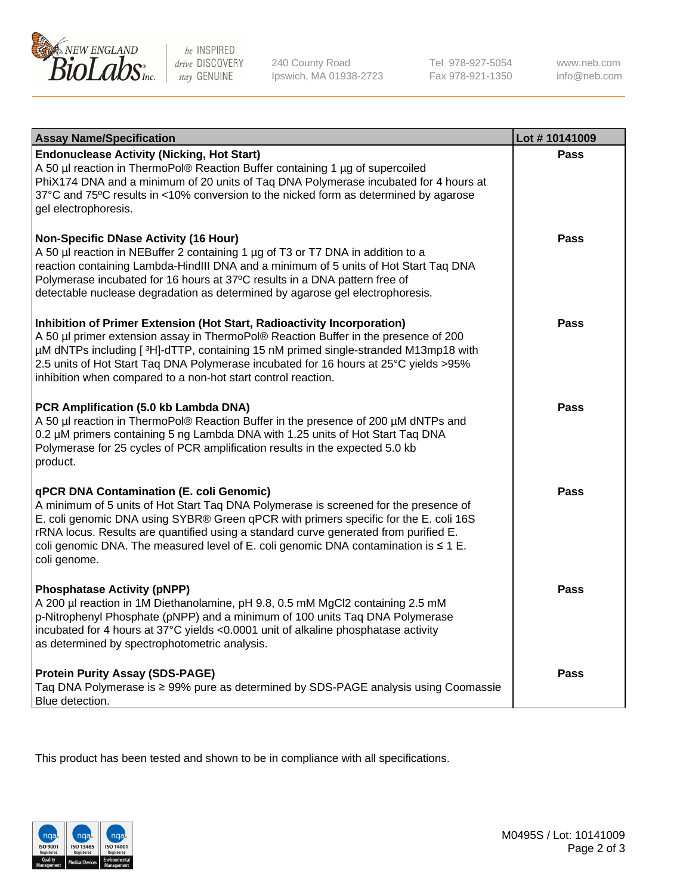| Assay Name/Specification | Lot # 10141009 |
|---|---|
| **Endonuclease Activity (Nicking, Hot Start)**<br>A 50 µl reaction in ThermoPol® Reaction Buffer containing 1 µg of supercoiled PhiX174 DNA and a minimum of 20 units of Taq DNA Polymerase incubated for 4 hours at 37°C and 75ºC results in <10% conversion to the nicked form as determined by agarose gel electrophoresis. | Pass |
| **Non-Specific DNase Activity (16 Hour)**<br>A 50 µl reaction in NEBuffer 2 containing 1 µg of T3 or T7 DNA in addition to a reaction containing Lambda-HindIII DNA and a minimum of 5 units of Hot Start Taq DNA Polymerase incubated for 16 hours at 37ºC results in a DNA pattern free of detectable nuclease degradation as determined by agarose gel electrophoresis. | Pass |
| **Inhibition of Primer Extension (Hot Start, Radioactivity Incorporation)**<br>A 50 µl primer extension assay in ThermoPol® Reaction Buffer in the presence of 200 µM dNTPs including [ $^{3}$H]-dTTP, containing 15 nM primed single-stranded M13mp18 with 2.5 units of Hot Start Taq DNA Polymerase incubated for 16 hours at 25°C yields >95% inhibition when compared to a non-hot start control reaction. | Pass |
| **PCR Amplification (5.0 kb Lambda DNA)**<br>A 50 µl reaction in ThermoPol® Reaction Buffer in the presence of 200 µM dNTPs and 0.2 µM primers containing 5 ng Lambda DNA with 1.25 units of Hot Start Taq DNA Polymerase for 25 cycles of PCR amplification results in the expected 5.0 kb product. | Pass |
| **qPCR DNA Contamination (E. coli Genomic)**<br>A minimum of 5 units of Hot Start Taq DNA Polymerase is screened for the presence of E. coli genomic DNA using SYBR® Green qPCR with primers specific for the E. coli 16S rRNA locus. Results are quantified using a standard curve generated from purified E. coli genomic DNA. The measured level of E. coli genomic DNA contamination is ≤ 1 E. coli genome. | Pass |
| **Phosphatase Activity (pNPP)**<br>A 200 µl reaction in 1M Diethanolamine, pH 9.8, 0.5 mM $MgCl_2$ containing 2.5 mM p-Nitrophenyl Phosphate (pNPP) and a minimum of 100 units Taq DNA Polymerase incubated for 4 hours at 37°C yields <0.0001 unit of alkaline phosphatase activity as determined by spectrophotometric analysis. | Pass |
| **Protein Purity Assay (SDS-PAGE)**<br>Taq DNA Polymerase is ≥ 99% pure as determined by SDS-PAGE analysis using Coomassie Blue detection. | Pass |

This product has been tested and shown to be in compliance with all specifications.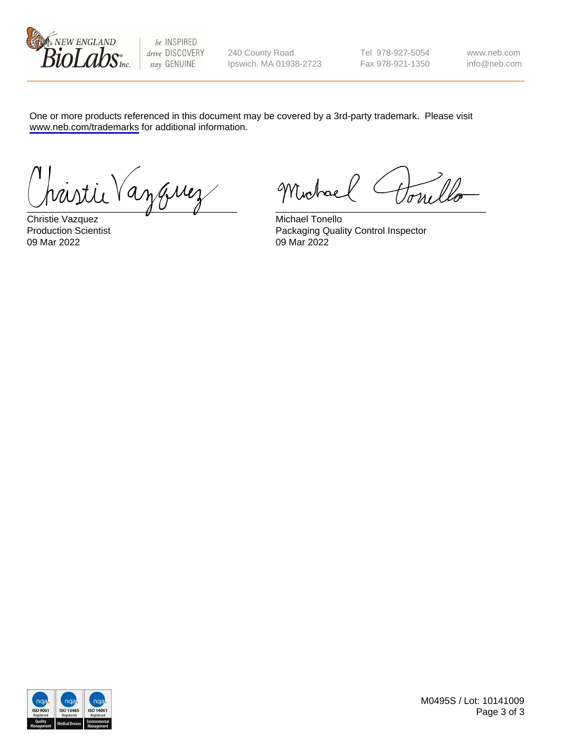One or more products referenced in this document may be covered by a 3rd-party trademark. Please visit www.neb.com/trademarks for additional information.

Christie Vazquez
Production Scientist
09 Mar 2022

Michael Tonello
Packaging Quality Control Inspector
09 Mar 2022

M0495S / Lot: 10141009